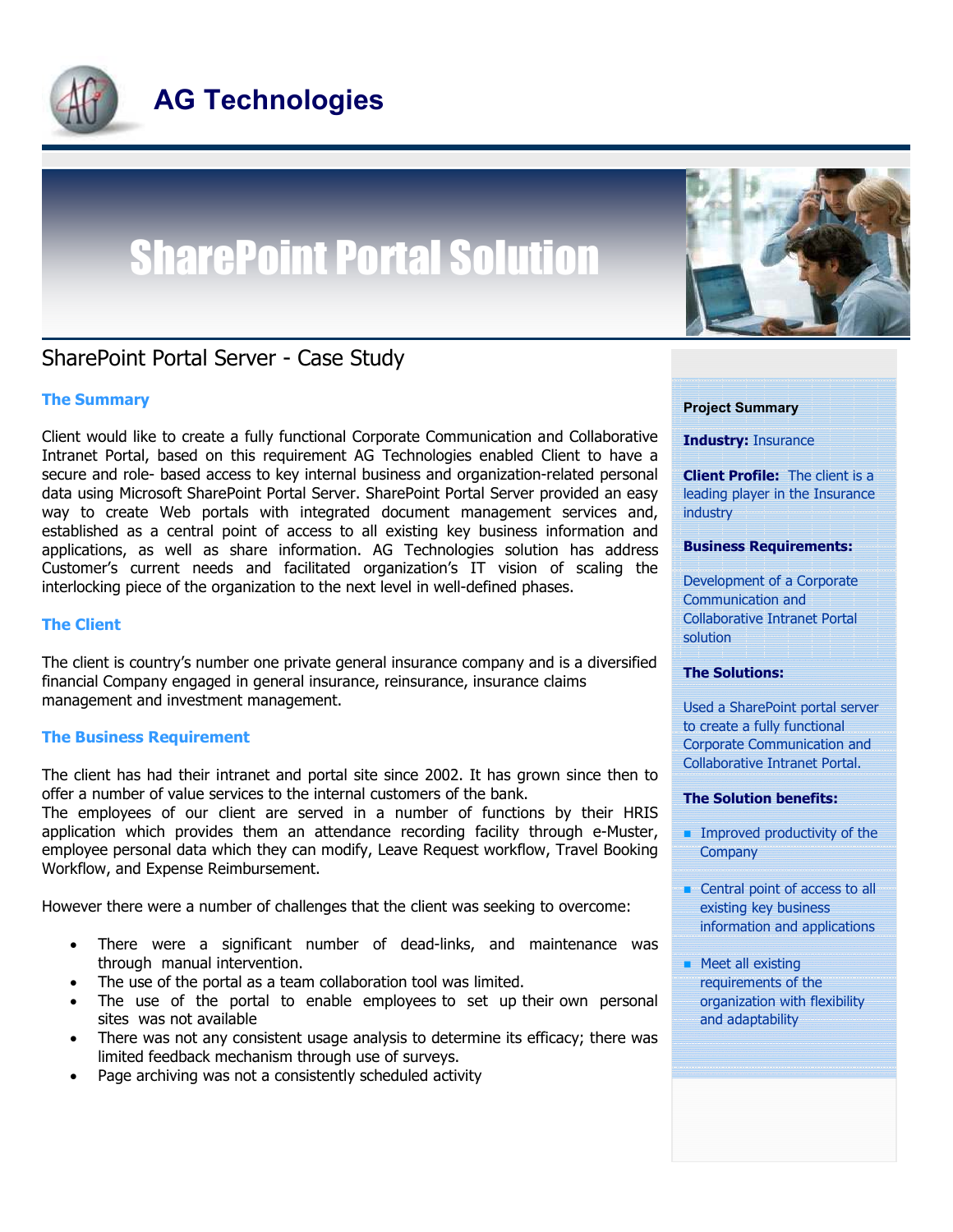# AG Technologies

# SharePoint Portal Solution

## SharePoint Portal Server - Case Study

### The Summary

Client would like to create a fully functional Corporate Communication and Collaborative Intranet Portal, based on this requirement AG Technologies enabled Client to have a secure and role- based access to key internal business and organization-related personal data using Microsoft SharePoint Portal Server. SharePoint Portal Server provided an easy way to create Web portals with integrated document management services and, established as a central point of access to all existing key business information and applications, as well as share information. AG Technologies solution has address Customer's current needs and facilitated organization's IT vision of scaling the interlocking piece of the organization to the next level in well-defined phases.

### The Client

The client is country's number one private general insurance company and is a diversified financial Company engaged in general insurance, reinsurance, insurance claims management and investment management.

### The Business Requirement

The client has had their intranet and portal site since 2002. It has grown since then to offer a number of value services to the internal customers of the bank.
The employees of our client are served in a number of functions by their HRIS application which provides them an attendance recording facility through e-Muster, employee personal data which they can modify, Leave Request workflow, Travel Booking Workflow, and Expense Reimbursement.

However there were a number of challenges that the client was seeking to overcome:

- There were a significant number of dead-links, and maintenance was through manual intervention.
- The use of the portal as a team collaboration tool was limited.
- The use of the portal to enable employees to set up their own personal sites was not available
- There was not any consistent usage analysis to determine its efficacy; there was limited feedback mechanism through use of surveys.
- Page archiving was not a consistently scheduled activity

**Project Summary**

**Industry:** Insurance

**Client Profile:** The client is a leading player in the Insurance industry

**Business Requirements:**

Development of a Corporate Communication and Collaborative Intranet Portal solution

**The Solutions:**

Used a SharePoint portal server to create a fully functional Corporate Communication and Collaborative Intranet Portal.

**The Solution benefits:**

- Improved productivity of the Company
- Central point of access to all existing key business information and applications
- Meet all existing requirements of the organization with flexibility and adaptability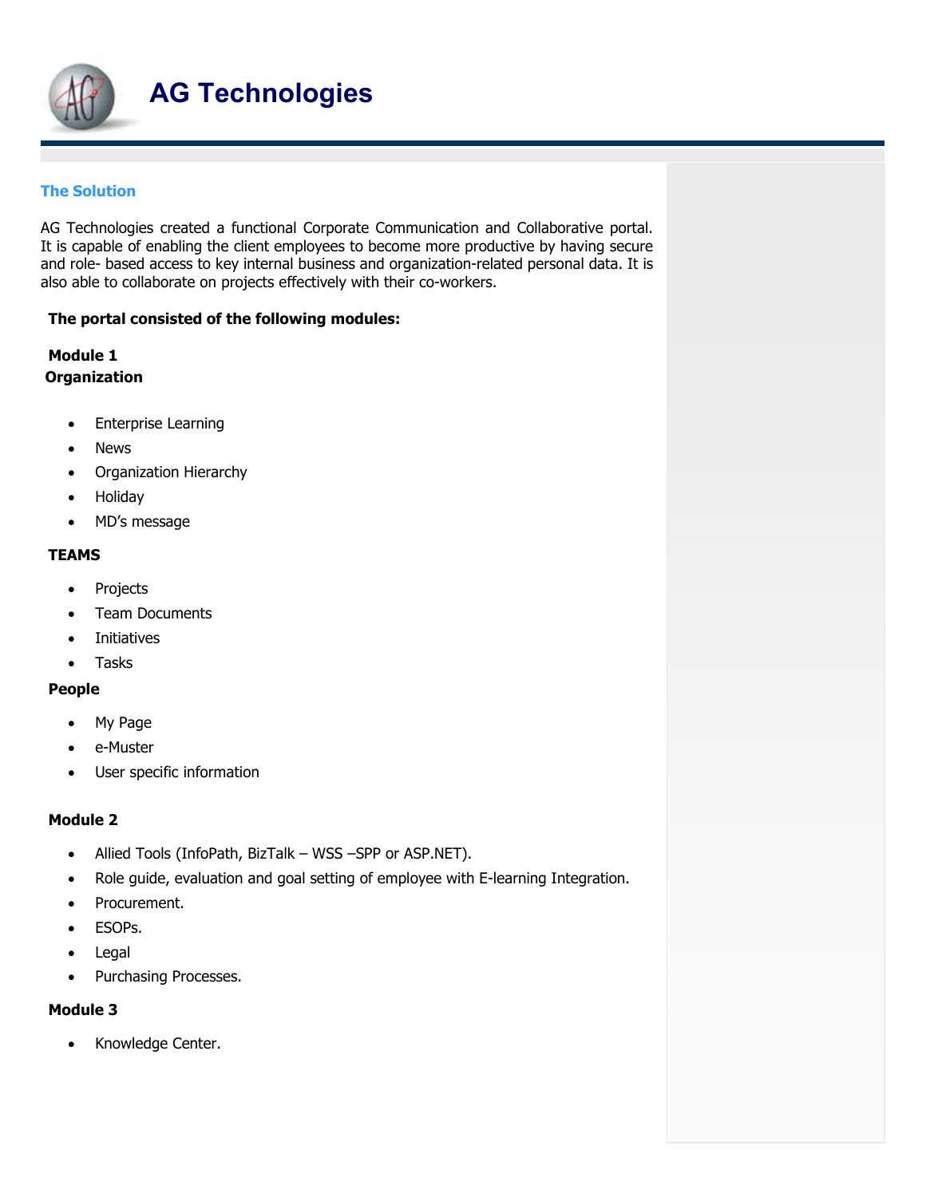## The Solution

AG Technologies created a functional Corporate Communication and Collaborative portal. It is capable of enabling the client employees to become more productive by having secure and role- based access to key internal business and organization-related personal data. It is also able to collaborate on projects effectively with their co-workers.

**The portal consisted of the following modules:**

**Module 1**
**Organization**

- Enterprise Learning
- News
- Organization Hierarchy
- Holiday
- MD's message

**TEAMS**

- Projects
- Team Documents
- Initiatives
- Tasks

**People**

- My Page
- e-Muster
- User specific information

**Module 2**

- Allied Tools (InfoPath, BizTalk – WSS –SPP or ASP.NET).
- Role guide, evaluation and goal setting of employee with E-learning Integration.
- Procurement.
- ESOPs.
- Legal
- Purchasing Processes.

**Module 3**

- Knowledge Center.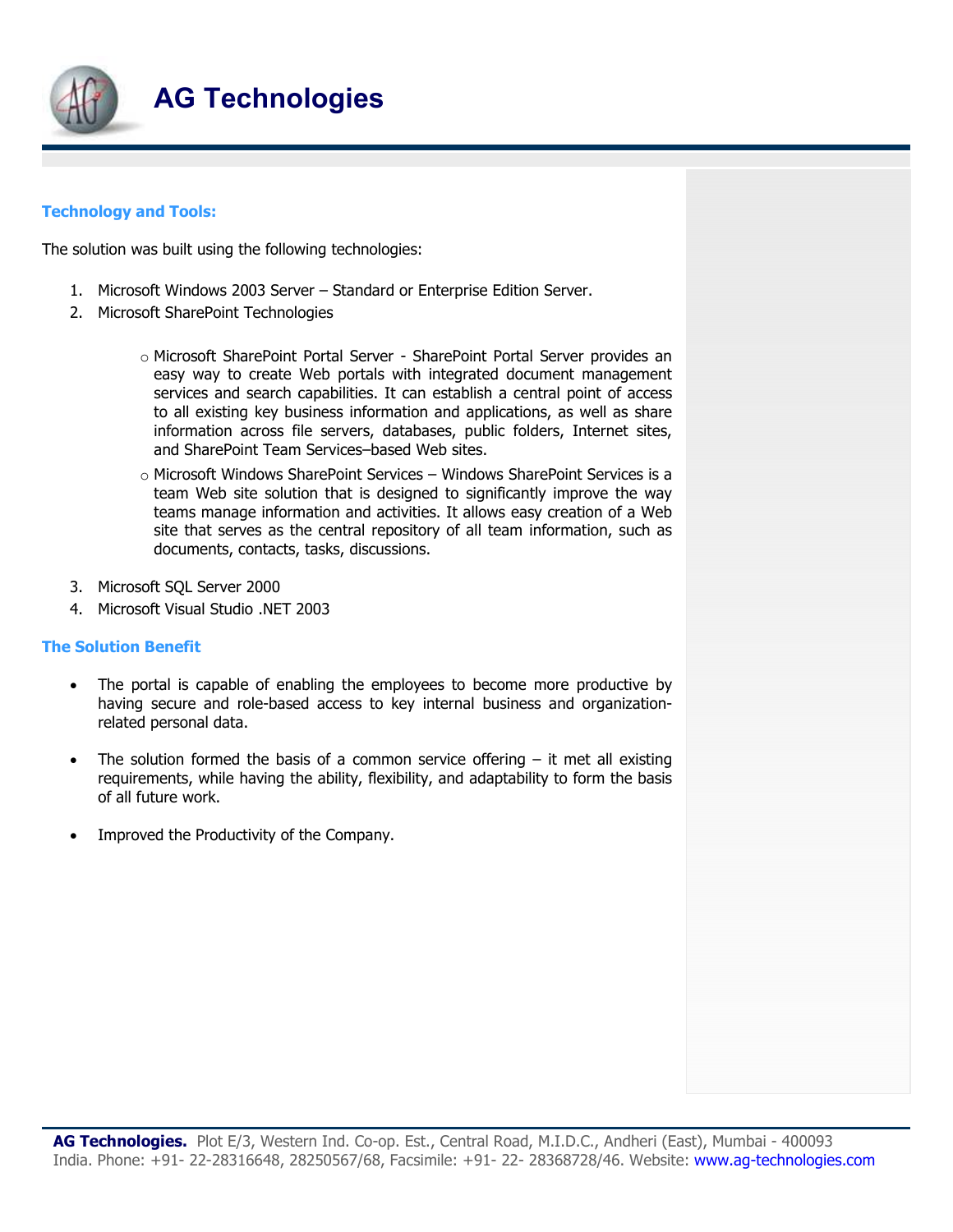### Technology and Tools:

The solution was built using the following technologies:

1. Microsoft Windows 2003 Server – Standard or Enterprise Edition Server.
2. Microsoft SharePoint Technologies
    - Microsoft SharePoint Portal Server - SharePoint Portal Server provides an easy way to create Web portals with integrated document management services and search capabilities. It can establish a central point of access to all existing key business information and applications, as well as share information across file servers, databases, public folders, Internet sites, and SharePoint Team Services–based Web sites.
    - Microsoft Windows SharePoint Services – Windows SharePoint Services is a team Web site solution that is designed to significantly improve the way teams manage information and activities. It allows easy creation of a Web site that serves as the central repository of all team information, such as documents, contacts, tasks, discussions.
3. Microsoft SQL Server 2000
4. Microsoft Visual Studio .NET 2003

### The Solution Benefit

- The portal is capable of enabling the employees to become more productive by having secure and role-based access to key internal business and organization-related personal data.
- The solution formed the basis of a common service offering – it met all existing requirements, while having the ability, flexibility, and adaptability to form the basis of all future work.
- Improved the Productivity of the Company.